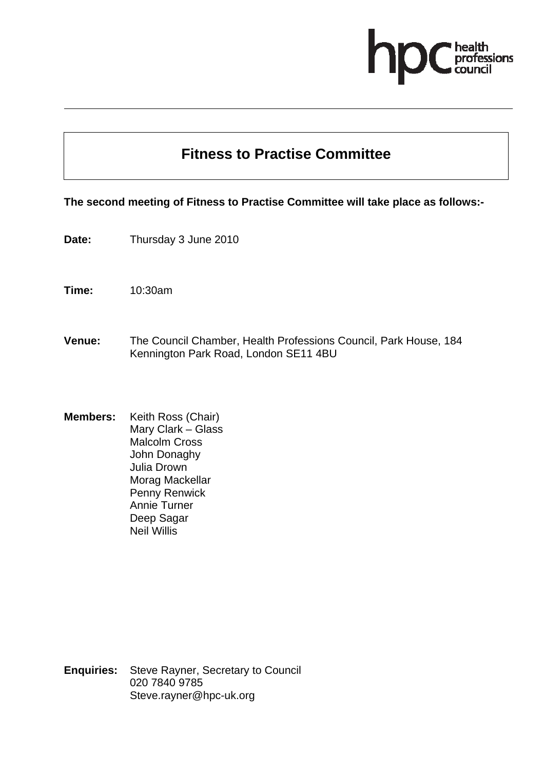# Fitness to Practise Committee

**The second meeting of Fitness to Practise Committee will take place as follows:-**

**Date:** Thursday 3 June 2010

**Time:** 10:30am

**Venue:** The Council Chamber, Health Professions Council, Park House, 184 Kennington Park Road, London SE11 4BU

**Members:** Keith Ross (Chair)
Mary Clark – Glass
Malcolm Cross
John Donaghy
Julia Drown
Morag Mackellar
Penny Renwick
Annie Turner
Deep Sagar
Neil Willis

**Enquiries:** Steve Rayner, Secretary to Council
020 7840 9785
Steve.rayner@hpc-uk.org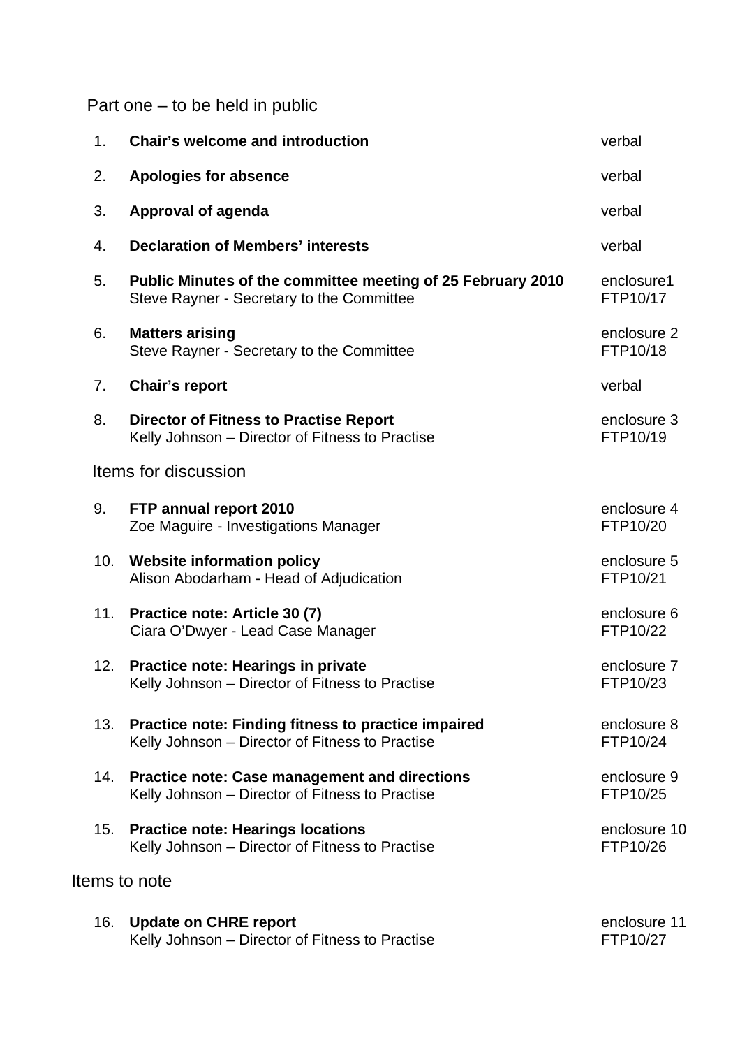Part one – to be held in public

| | | |
|---|---|---|
| 1. | **Chair's welcome and introduction** | verbal |
| 2. | **Apologies for absence** | verbal |
| 3. | **Approval of agenda** | verbal |
| 4. | **Declaration of Members' interests** | verbal |
| 5. | **Public Minutes of the committee meeting of 25 February 2010**<br>Steve Rayner - Secretary to the Committee | enclosure1<br>FTP10/17 |
| 6. | **Matters arising**<br>Steve Rayner - Secretary to the Committee | enclosure 2<br>FTP10/18 |
| 7. | **Chair's report** | verbal |
| 8. | **Director of Fitness to Practise Report**<br>Kelly Johnson – Director of Fitness to Practise | enclosure 3<br>FTP10/19 |

Items for discussion

| | | |
|---|---|---|
| 9. | **FTP annual report 2010**<br>Zoe Maguire - Investigations Manager | enclosure 4<br>FTP10/20 |
| 10. | **Website information policy**<br>Alison Abodarham - Head of Adjudication | enclosure 5<br>FTP10/21 |
| 11. | **Practice note: Article 30 (7)**<br>Ciara O'Dwyer - Lead Case Manager | enclosure 6<br>FTP10/22 |
| 12. | **Practice note: Hearings in private**<br>Kelly Johnson – Director of Fitness to Practise | enclosure 7<br>FTP10/23 |
| 13. | **Practice note: Finding fitness to practice impaired**<br>Kelly Johnson – Director of Fitness to Practise | enclosure 8<br>FTP10/24 |
| 14. | **Practice note: Case management and directions**<br>Kelly Johnson – Director of Fitness to Practise | enclosure 9<br>FTP10/25 |
| 15. | **Practice note: Hearings locations**<br>Kelly Johnson – Director of Fitness to Practise | enclosure 10<br>FTP10/26 |

Items to note

| | | |
|---|---|---|
| 16. | **Update on CHRE report**<br>Kelly Johnson – Director of Fitness to Practise | enclosure 11<br>FTP10/27 |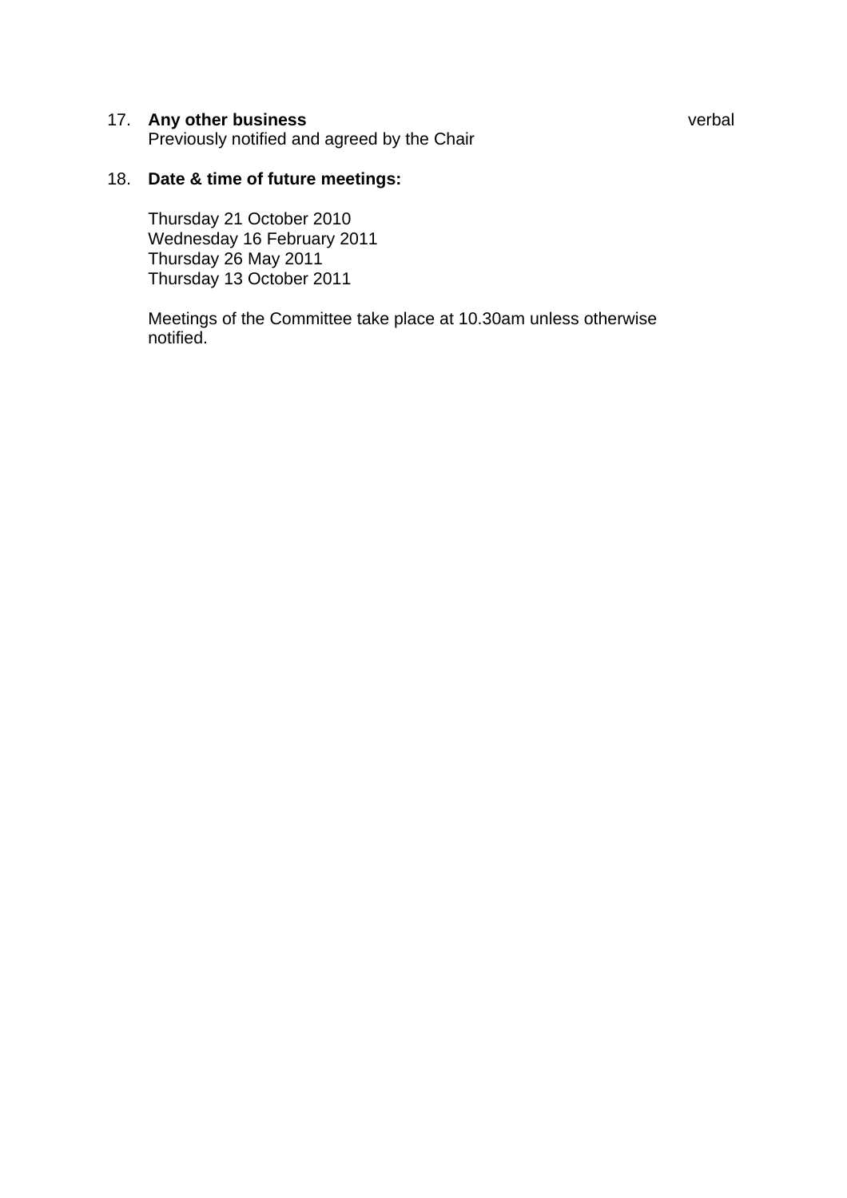17. **Any other business** verbal
    Previously notified and agreed by the Chair

18. **Date & time of future meetings:**

    Thursday 21 October 2010
    Wednesday 16 February 2011
    Thursday 26 May 2011
    Thursday 13 October 2011

    Meetings of the Committee take place at 10.30am unless otherwise notified.